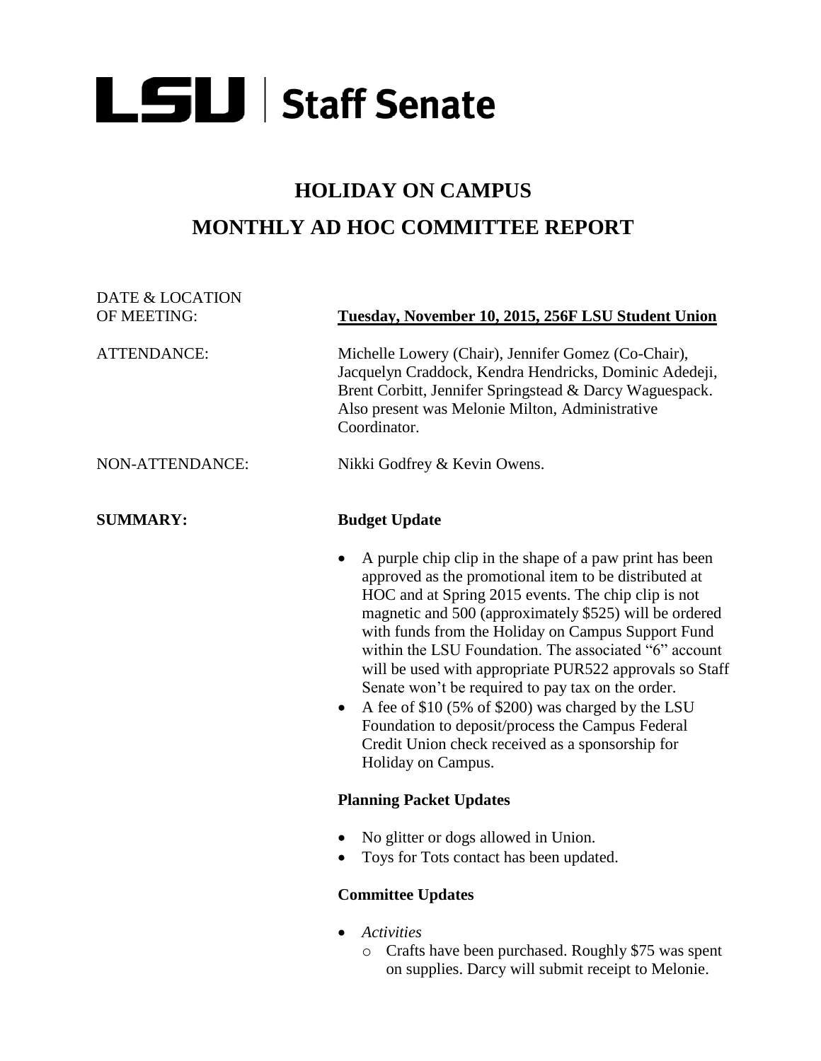# LSU | Staff Senate

## HOLIDAY ON CAMPUS

## MONTHLY AD HOC COMMITTEE REPORT

DATE & LOCATION OF MEETING: **Tuesday, November 10, 2015, 256F LSU Student Union**

ATTENDANCE: Michelle Lowery (Chair), Jennifer Gomez (Co-Chair), Jacquelyn Craddock, Kendra Hendricks, Dominic Adedeji, Brent Corbitt, Jennifer Springstead & Darcy Waguespack. Also present was Melonie Milton, Administrative Coordinator.

NON-ATTENDANCE: Nikki Godfrey & Kevin Owens.

**SUMMARY:**

**Budget Update**

- A purple chip clip in the shape of a paw print has been approved as the promotional item to be distributed at HOC and at Spring 2015 events. The chip clip is not magnetic and 500 (approximately $525) will be ordered with funds from the Holiday on Campus Support Fund within the LSU Foundation. The associated "6" account will be used with appropriate PUR522 approvals so Staff Senate won't be required to pay tax on the order.
- A fee of $10 (5% of $200) was charged by the LSU Foundation to deposit/process the Campus Federal Credit Union check received as a sponsorship for Holiday on Campus.

**Planning Packet Updates**

- No glitter or dogs allowed in Union.
- Toys for Tots contact has been updated.

**Committee Updates**

- *Activities*
  - Crafts have been purchased. Roughly $75 was spent on supplies. Darcy will submit receipt to Melonie.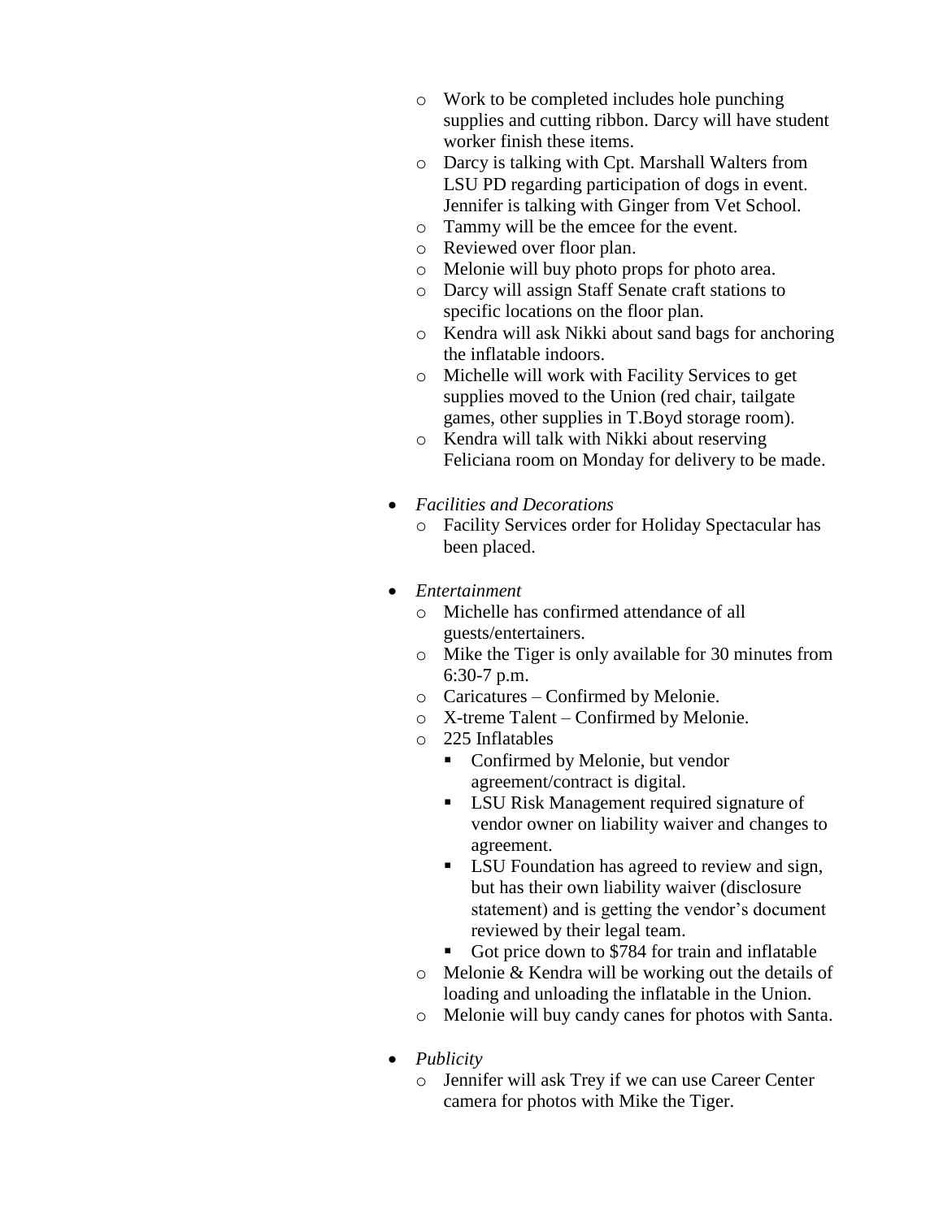- Work to be completed includes hole punching supplies and cutting ribbon. Darcy will have student worker finish these items.
  - Darcy is talking with Cpt. Marshall Walters from LSU PD regarding participation of dogs in event. Jennifer is talking with Ginger from Vet School.
  - Tammy will be the emcee for the event.
  - Reviewed over floor plan.
  - Melonie will buy photo props for photo area.
  - Darcy will assign Staff Senate craft stations to specific locations on the floor plan.
  - Kendra will ask Nikki about sand bags for anchoring the inflatable indoors.
  - Michelle will work with Facility Services to get supplies moved to the Union (red chair, tailgate games, other supplies in T.Boyd storage room).
  - Kendra will talk with Nikki about reserving Feliciana room on Monday for delivery to be made.

- *Facilities and Decorations*
  - Facility Services order for Holiday Spectacular has been placed.

- *Entertainment*
  - Michelle has confirmed attendance of all guests/entertainers.
  - Mike the Tiger is only available for 30 minutes from 6:30-7 p.m.
  - Caricatures – Confirmed by Melonie.
  - X-treme Talent – Confirmed by Melonie.
  - 225 Inflatables
    - Confirmed by Melonie, but vendor agreement/contract is digital.
    - LSU Risk Management required signature of vendor owner on liability waiver and changes to agreement.
    - LSU Foundation has agreed to review and sign, but has their own liability waiver (disclosure statement) and is getting the vendor's document reviewed by their legal team.
    - Got price down to $784 for train and inflatable
  - Melonie & Kendra will be working out the details of loading and unloading the inflatable in the Union.
  - Melonie will buy candy canes for photos with Santa.

- *Publicity*
  - Jennifer will ask Trey if we can use Career Center camera for photos with Mike the Tiger.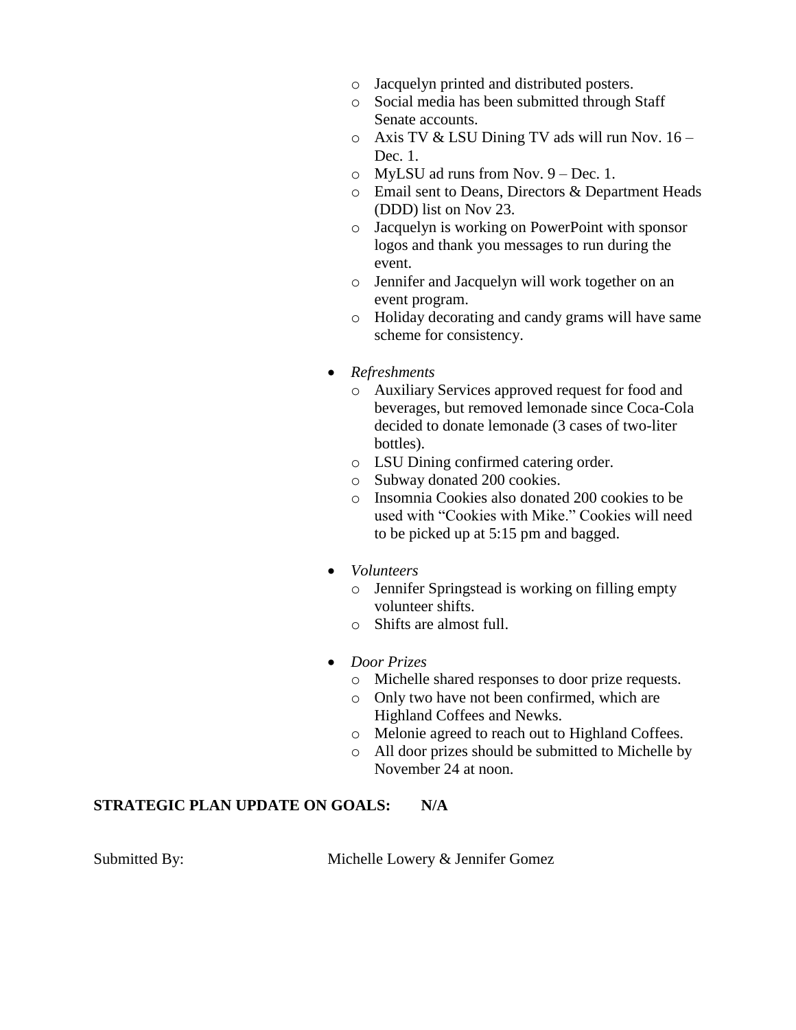- Jacquelyn printed and distributed posters.
  - Social media has been submitted through Staff Senate accounts.
  - Axis TV & LSU Dining TV ads will run Nov. 16 – Dec. 1.
  - MyLSU ad runs from Nov. 9 – Dec. 1.
  - Email sent to Deans, Directors & Department Heads (DDD) list on Nov 23.
  - Jacquelyn is working on PowerPoint with sponsor logos and thank you messages to run during the event.
  - Jennifer and Jacquelyn will work together on an event program.
  - Holiday decorating and candy grams will have same scheme for consistency.

- *Refreshments*
  - Auxiliary Services approved request for food and beverages, but removed lemonade since Coca-Cola decided to donate lemonade (3 cases of two-liter bottles).
  - LSU Dining confirmed catering order.
  - Subway donated 200 cookies.
  - Insomnia Cookies also donated 200 cookies to be used with "Cookies with Mike." Cookies will need to be picked up at 5:15 pm and bagged.

- *Volunteers*
  - Jennifer Springstead is working on filling empty volunteer shifts.
  - Shifts are almost full.

- *Door Prizes*
  - Michelle shared responses to door prize requests.
  - Only two have not been confirmed, which are Highland Coffees and Newks.
  - Melonie agreed to reach out to Highland Coffees.
  - All door prizes should be submitted to Michelle by November 24 at noon.

**STRATEGIC PLAN UPDATE ON GOALS: N/A**

Submitted By: Michelle Lowery & Jennifer Gomez